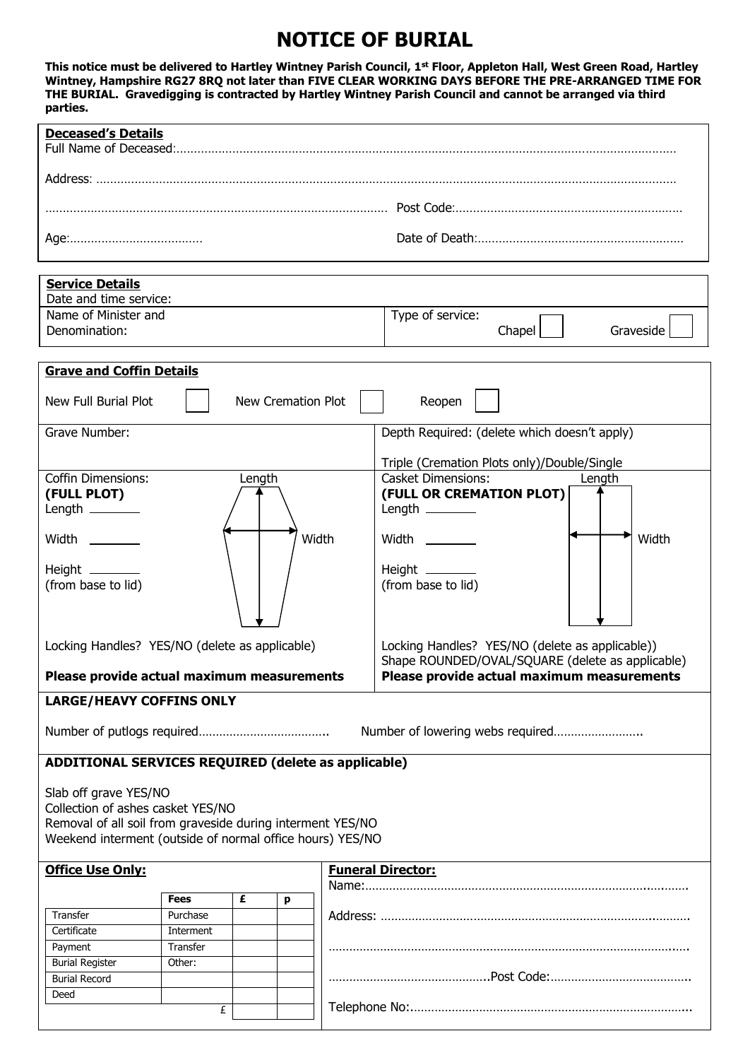# NOTICE OF BURIAL

**This notice must be delivered to Hartley Wintney Parish Council, 1st Floor, Appleton Hall, West Green Road, Hartley Wintney, Hampshire RG27 8RQ not later than FIVE CLEAR WORKING DAYS BEFORE THE PRE-ARRANGED TIME FOR THE BURIAL. Gravedigging is contracted by Hartley Wintney Parish Council and cannot be arranged via third parties.**

**Deceased's Details**

Full Name of Deceased:……………………………………………………………………………………………………………………………

Address: …………………………………………………………………………………………………………………………………………

…………………………………………………………………………………………… Post Code:…………………………………………………………

Age:………………………………… Date of Death:……………………………………………………

**Service Details**

Date and time service:

| Name of Minister and Denomination: | Type of service: Chapel ☐ Graveside ☐ |
|---|---|

**Grave and Coffin Details**

New Full Burial Plot ☐ New Cremation Plot ☐ Reopen ☐

| Grave Number: | Depth Required: (delete which doesn't apply)<br><br>Triple (Cremation Plots only)/Double/Single |
|---|---|
| Coffin Dimensions:<br>**(FULL PLOT)**<br>Length ________<br>Width ________<br>Height ________<br>(from base to lid)<br><br>Locking Handles? YES/NO (delete as applicable)<br>**Please provide actual maximum measurements** | Casket Dimensions:<br>**(FULL OR CREMATION PLOT)**<br>Length ________<br>Width ________<br>Height ________<br>(from base to lid)<br><br>Locking Handles? YES/NO (delete as applicable))<br>Shape ROUNDED/OVAL/SQUARE (delete as applicable)<br>**Please provide actual maximum measurements** |

**LARGE/HEAVY COFFINS ONLY**

Number of putlogs required……………………………….. Number of lowering webs required……………………..

**ADDITIONAL SERVICES REQUIRED (delete as applicable)**

Slab off grave YES/NO
Collection of ashes casket YES/NO
Removal of all soil from graveside during interment YES/NO
Weekend interment (outside of normal office hours) YES/NO

**Office Use Only:**

| | Fees | £ | p |
|---|---|---|---|
| Transfer | Purchase | | |
| Certificate | Interment | | |
| Payment | Transfer | | |
| Burial Register | Other: | | |
| Burial Record | | | |
| Deed | | | |
| | £ | | |

**Funeral Director:**

Name:…………………………………………………………………………………………

Address: ……………………………………………………………………………………

…………………………………………………………………………………………………

………………………………………..Post Code:……………………………………

Telephone No:………………………………………………………………………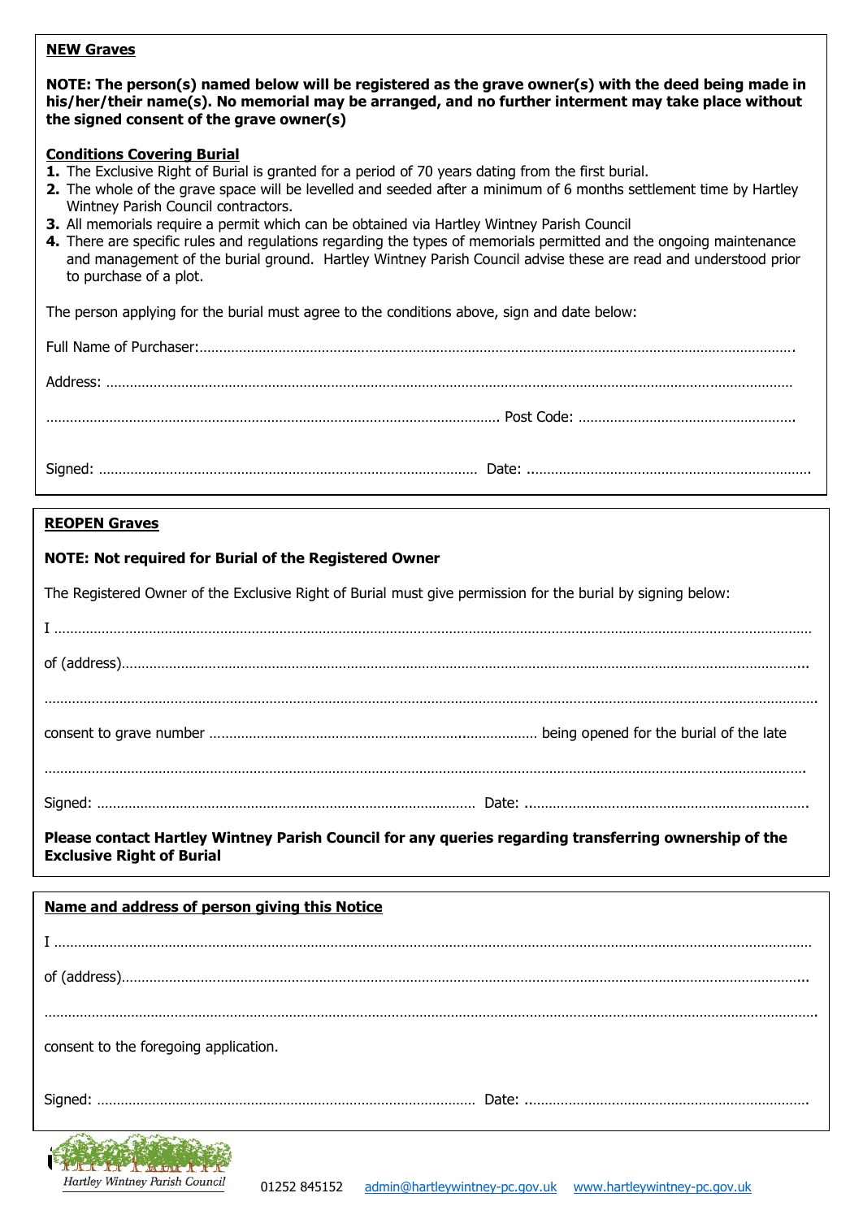**NEW Graves**

**NOTE: The person(s) named below will be registered as the grave owner(s) with the deed being made in his/her/their name(s). No memorial may be arranged, and no further interment may take place without the signed consent of the grave owner(s)**

**Conditions Covering Burial**

1. The Exclusive Right of Burial is granted for a period of 70 years dating from the first burial.
2. The whole of the grave space will be levelled and seeded after a minimum of 6 months settlement time by Hartley Wintney Parish Council contractors.
3. All memorials require a permit which can be obtained via Hartley Wintney Parish Council
4. There are specific rules and regulations regarding the types of memorials permitted and the ongoing maintenance and management of the burial ground. Hartley Wintney Parish Council advise these are read and understood prior to purchase of a plot.

The person applying for the burial must agree to the conditions above, sign and date below:

Full Name of Purchaser:……………………………………………………………………………………………………………………………….

Address: ……………………………………………………………………………………………………………………………………………

……………………………………………………………………………………………… Post Code: ……………………………………………….

Signed: …………………………………………………………………………………… Date: ……………………………………………………………

**REOPEN Graves**

**NOTE: Not required for Burial of the Registered Owner**

The Registered Owner of the Exclusive Right of Burial must give permission for the burial by signing below:

I ……………………………………………………………………………………………………………………………………………………………

of (address)…………………………………………………………………………………………………………………………………………..

……………………………………………………………………………………………………………………………………………………………….

consent to grave number ………………………………………………………………………… being opened for the burial of the late

……………………………………………………………………………………………………………………………………………………………

Signed: …………………………………………………………………………………… Date: ……………………………………………………………

**Please contact Hartley Wintney Parish Council for any queries regarding transferring ownership of the Exclusive Right of Burial**

**Name and address of person giving this Notice**

I ……………………………………………………………………………………………………………………………………………………………

of (address)…………………………………………………………………………………………………………………………………………..

……………………………………………………………………………………………………………………………………………………………….

consent to the foregoing application.

Signed: …………………………………………………………………………………… Date: ……………………………………………………………

Hartley Wintney Parish Council

01252 845152 admin@hartleywintney-pc.gov.uk www.hartleywintney-pc.gov.uk